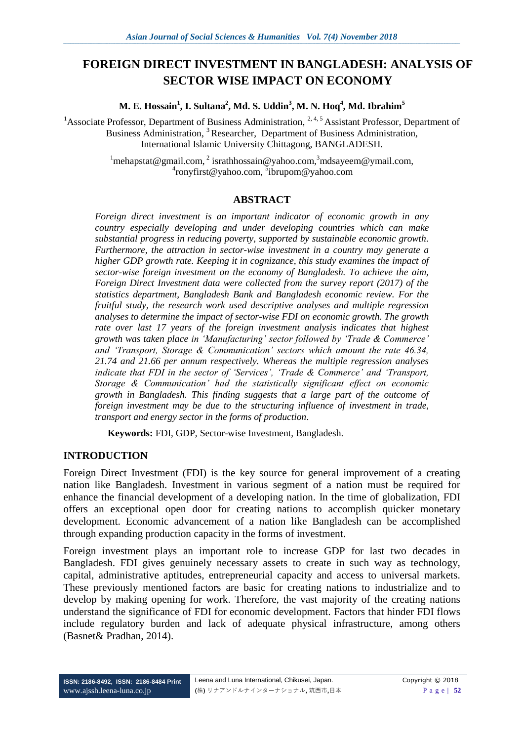# FOREIGN DIRECT INVESTMENT IN BANGLADESH: ANALYSIS OF SECTOR WISE IMPACT ON ECONOMY

**M. E. Hossain[1], I. Sultana[2], Md. S. Uddin[3], M. N. Hoq[4], Md. Ibrahim[5]**

[1]Associate Professor, Department of Business Administration, [2, 4, 5] Assistant Professor, Department of Business Administration, [3] Researcher, Department of Business Administration, International Islamic University Chittagong, BANGLADESH.

[1]mehapstat@gmail.com, [2] israthhossain@yahoo.com,[3]mdsayeem@ymail.com, [4]ronyfirst@yahoo.com, [5]ibrupom@yahoo.com

## ABSTRACT

*Foreign direct investment is an important indicator of economic growth in any country especially developing and under developing countries which can make substantial progress in reducing poverty, supported by sustainable economic growth. Furthermore, the attraction in sector-wise investment in a country may generate a higher GDP growth rate. Keeping it in cognizance, this study examines the impact of sector-wise foreign investment on the economy of Bangladesh. To achieve the aim, Foreign Direct Investment data were collected from the survey report (2017) of the statistics department, Bangladesh Bank and Bangladesh economic review. For the fruitful study, the research work used descriptive analyses and multiple regression analyses to determine the impact of sector-wise FDI on economic growth. The growth rate over last 17 years of the foreign investment analysis indicates that highest growth was taken place in 'Manufacturing' sector followed by 'Trade & Commerce' and 'Transport, Storage & Communication' sectors which amount the rate 46.34, 21.74 and 21.66 per annum respectively. Whereas the multiple regression analyses indicate that FDI in the sector of 'Services', 'Trade & Commerce' and 'Transport, Storage & Communication' had the statistically significant effect on economic growth in Bangladesh. This finding suggests that a large part of the outcome of foreign investment may be due to the structuring influence of investment in trade, transport and energy sector in the forms of production.*

**Keywords:** FDI, GDP, Sector-wise Investment, Bangladesh.

## INTRODUCTION

Foreign Direct Investment (FDI) is the key source for general improvement of a creating nation like Bangladesh. Investment in various segment of a nation must be required for enhance the financial development of a developing nation. In the time of globalization, FDI offers an exceptional open door for creating nations to accomplish quicker monetary development. Economic advancement of a nation like Bangladesh can be accomplished through expanding production capacity in the forms of investment.

Foreign investment plays an important role to increase GDP for last two decades in Bangladesh. FDI gives genuinely necessary assets to create in such way as technology, capital, administrative aptitudes, entrepreneurial capacity and access to universal markets. These previously mentioned factors are basic for creating nations to industrialize and to develop by making opening for work. Therefore, the vast majority of the creating nations understand the significance of FDI for economic development. Factors that hinder FDI flows include regulatory burden and lack of adequate physical infrastructure, among others (Basnet& Pradhan, 2014).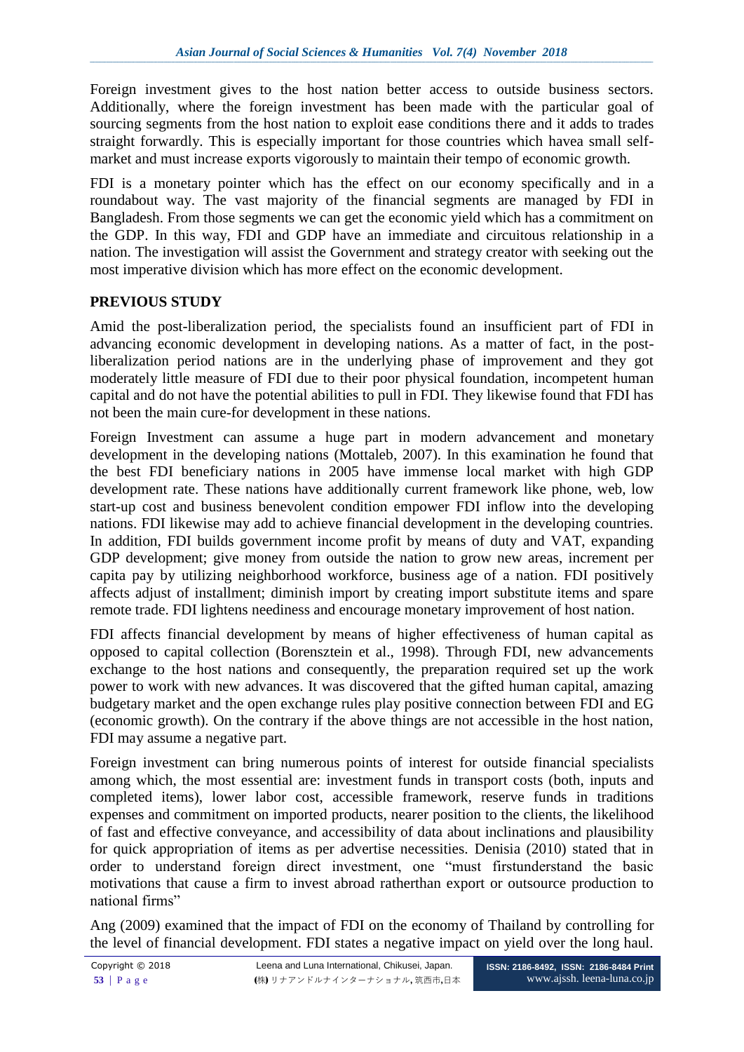Foreign investment gives to the host nation better access to outside business sectors. Additionally, where the foreign investment has been made with the particular goal of sourcing segments from the host nation to exploit ease conditions there and it adds to trades straight forwardly. This is especially important for those countries which havea small self-market and must increase exports vigorously to maintain their tempo of economic growth.

FDI is a monetary pointer which has the effect on our economy specifically and in a roundabout way. The vast majority of the financial segments are managed by FDI in Bangladesh. From those segments we can get the economic yield which has a commitment on the GDP. In this way, FDI and GDP have an immediate and circuitous relationship in a nation. The investigation will assist the Government and strategy creator with seeking out the most imperative division which has more effect on the economic development.

## PREVIOUS STUDY

Amid the post-liberalization period, the specialists found an insufficient part of FDI in advancing economic development in developing nations. As a matter of fact, in the post-liberalization period nations are in the underlying phase of improvement and they got moderately little measure of FDI due to their poor physical foundation, incompetent human capital and do not have the potential abilities to pull in FDI. They likewise found that FDI has not been the main cure-for development in these nations.

Foreign Investment can assume a huge part in modern advancement and monetary development in the developing nations (Mottaleb, 2007). In this examination he found that the best FDI beneficiary nations in 2005 have immense local market with high GDP development rate. These nations have additionally current framework like phone, web, low start-up cost and business benevolent condition empower FDI inflow into the developing nations. FDI likewise may add to achieve financial development in the developing countries. In addition, FDI builds government income profit by means of duty and VAT, expanding GDP development; give money from outside the nation to grow new areas, increment per capita pay by utilizing neighborhood workforce, business age of a nation. FDI positively affects adjust of installment; diminish import by creating import substitute items and spare remote trade. FDI lightens neediness and encourage monetary improvement of host nation.

FDI affects financial development by means of higher effectiveness of human capital as opposed to capital collection (Borensztein et al., 1998). Through FDI, new advancements exchange to the host nations and consequently, the preparation required set up the work power to work with new advances. It was discovered that the gifted human capital, amazing budgetary market and the open exchange rules play positive connection between FDI and EG (economic growth). On the contrary if the above things are not accessible in the host nation, FDI may assume a negative part.

Foreign investment can bring numerous points of interest for outside financial specialists among which, the most essential are: investment funds in transport costs (both, inputs and completed items), lower labor cost, accessible framework, reserve funds in traditions expenses and commitment on imported products, nearer position to the clients, the likelihood of fast and effective conveyance, and accessibility of data about inclinations and plausibility for quick appropriation of items as per advertise necessities. Denisia (2010) stated that in order to understand foreign direct investment, one "must firstunderstand the basic motivations that cause a firm to invest abroad ratherthan export or outsource production to national firms"

Ang (2009) examined that the impact of FDI on the economy of Thailand by controlling for the level of financial development. FDI states a negative impact on yield over the long haul.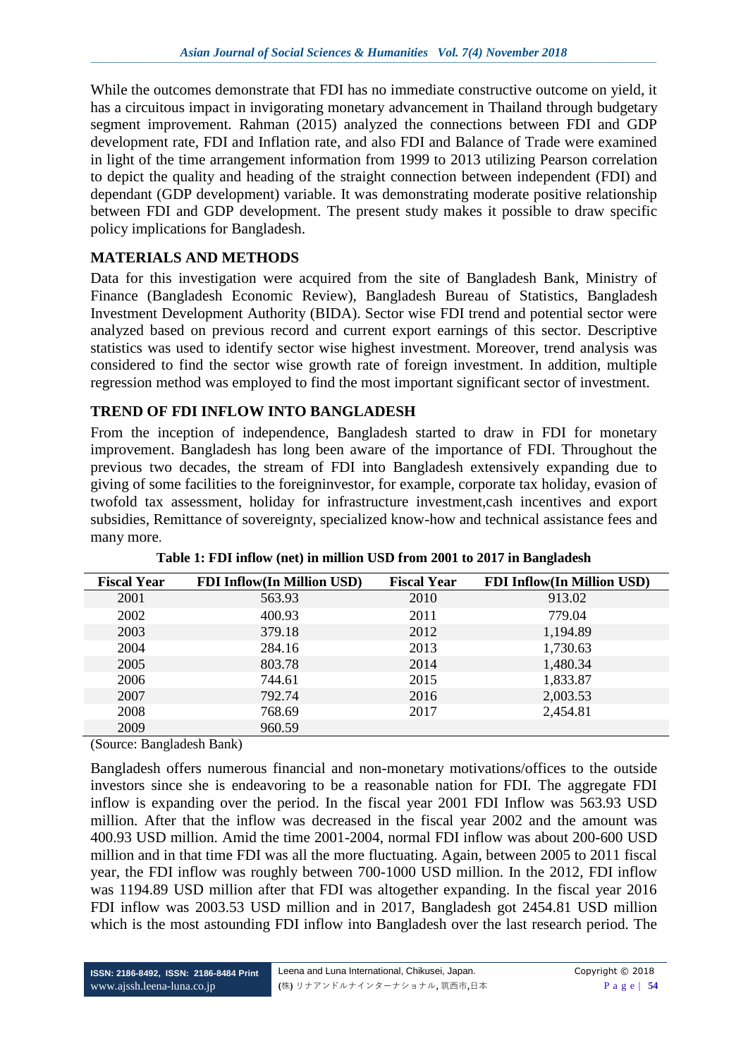While the outcomes demonstrate that FDI has no immediate constructive outcome on yield, it has a circuitous impact in invigorating monetary advancement in Thailand through budgetary segment improvement. Rahman (2015) analyzed the connections between FDI and GDP development rate, FDI and Inflation rate, and also FDI and Balance of Trade were examined in light of the time arrangement information from 1999 to 2013 utilizing Pearson correlation to depict the quality and heading of the straight connection between independent (FDI) and dependant (GDP development) variable. It was demonstrating moderate positive relationship between FDI and GDP development. The present study makes it possible to draw specific policy implications for Bangladesh.

## MATERIALS AND METHODS

Data for this investigation were acquired from the site of Bangladesh Bank, Ministry of Finance (Bangladesh Economic Review), Bangladesh Bureau of Statistics, Bangladesh Investment Development Authority (BIDA). Sector wise FDI trend and potential sector were analyzed based on previous record and current export earnings of this sector. Descriptive statistics was used to identify sector wise highest investment. Moreover, trend analysis was considered to find the sector wise growth rate of foreign investment. In addition, multiple regression method was employed to find the most important significant sector of investment.

## TREND OF FDI INFLOW INTO BANGLADESH

From the inception of independence, Bangladesh started to draw in FDI for monetary improvement. Bangladesh has long been aware of the importance of FDI. Throughout the previous two decades, the stream of FDI into Bangladesh extensively expanding due to giving of some facilities to the foreigninvestor, for example, corporate tax holiday, evasion of twofold tax assessment, holiday for infrastructure investment,cash incentives and export subsidies, Remittance of sovereignty, specialized know-how and technical assistance fees and many more.

**Table 1: FDI inflow (net) in million USD from 2001 to 2017 in Bangladesh**

| Fiscal Year | FDI Inflow(In Million USD) | Fiscal Year | FDI Inflow(In Million USD) |
|---|---|---|---|
| 2001 | 563.93 | 2010 | 913.02 |
| 2002 | 400.93 | 2011 | 779.04 |
| 2003 | 379.18 | 2012 | 1,194.89 |
| 2004 | 284.16 | 2013 | 1,730.63 |
| 2005 | 803.78 | 2014 | 1,480.34 |
| 2006 | 744.61 | 2015 | 1,833.87 |
| 2007 | 792.74 | 2016 | 2,003.53 |
| 2008 | 768.69 | 2017 | 2,454.81 |
| 2009 | 960.59 | | |

(Source: Bangladesh Bank)

Bangladesh offers numerous financial and non-monetary motivations/offices to the outside investors since she is endeavoring to be a reasonable nation for FDI. The aggregate FDI inflow is expanding over the period. In the fiscal year 2001 FDI Inflow was 563.93 USD million. After that the inflow was decreased in the fiscal year 2002 and the amount was 400.93 USD million. Amid the time 2001-2004, normal FDI inflow was about 200-600 USD million and in that time FDI was all the more fluctuating. Again, between 2005 to 2011 fiscal year, the FDI inflow was roughly between 700-1000 USD million. In the 2012, FDI inflow was 1194.89 USD million after that FDI was altogether expanding. In the fiscal year 2016 FDI inflow was 2003.53 USD million and in 2017, Bangladesh got 2454.81 USD million which is the most astounding FDI inflow into Bangladesh over the last research period. The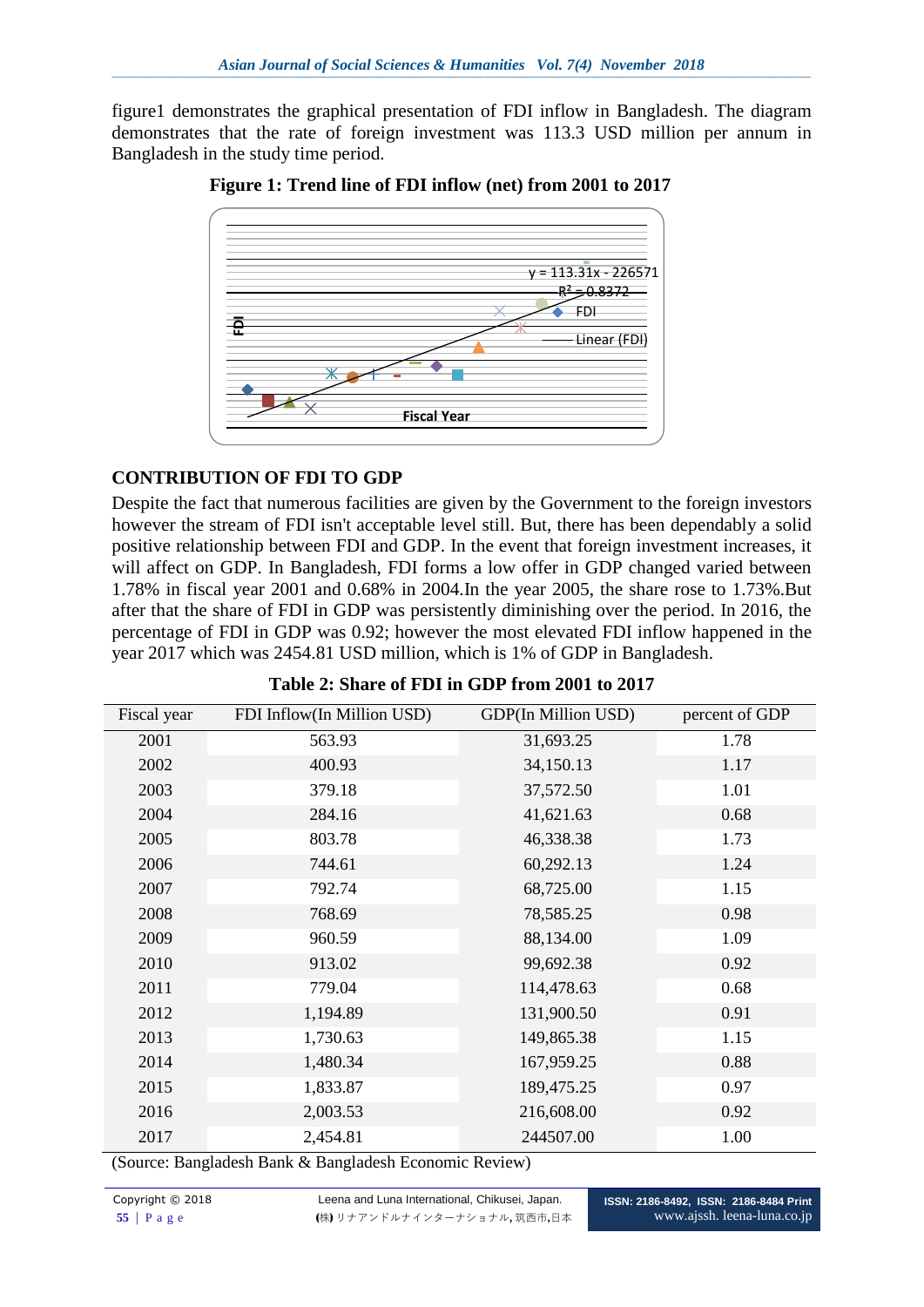figure1 demonstrates the graphical presentation of FDI inflow in Bangladesh. The diagram demonstrates that the rate of foreign investment was 113.3 USD million per annum in Bangladesh in the study time period.

**Figure 1: Trend line of FDI inflow (net) from 2001 to 2017**

$y = 113.31x - 226571$

$R^2 = 0.8372$

FDI

Linear (FDI)

Fiscal Year

## CONTRIBUTION OF FDI TO GDP

Despite the fact that numerous facilities are given by the Government to the foreign investors however the stream of FDI isn't acceptable level still. But, there has been dependably a solid positive relationship between FDI and GDP. In the event that foreign investment increases, it will affect on GDP. In Bangladesh, FDI forms a low offer in GDP changed varied between 1.78% in fiscal year 2001 and 0.68% in 2004.In the year 2005, the share rose to 1.73%.But after that the share of FDI in GDP was persistently diminishing over the period. In 2016, the percentage of FDI in GDP was 0.92; however the most elevated FDI inflow happened in the year 2017 which was 2454.81 USD million, which is 1% of GDP in Bangladesh.

**Table 2: Share of FDI in GDP from 2001 to 2017**

| Fiscal year | FDI Inflow(In Million USD) | GDP(In Million USD) | percent of GDP |
|---|---|---|---|
| 2001 | 563.93 | 31,693.25 | 1.78 |
| 2002 | 400.93 | 34,150.13 | 1.17 |
| 2003 | 379.18 | 37,572.50 | 1.01 |
| 2004 | 284.16 | 41,621.63 | 0.68 |
| 2005 | 803.78 | 46,338.38 | 1.73 |
| 2006 | 744.61 | 60,292.13 | 1.24 |
| 2007 | 792.74 | 68,725.00 | 1.15 |
| 2008 | 768.69 | 78,585.25 | 0.98 |
| 2009 | 960.59 | 88,134.00 | 1.09 |
| 2010 | 913.02 | 99,692.38 | 0.92 |
| 2011 | 779.04 | 114,478.63 | 0.68 |
| 2012 | 1,194.89 | 131,900.50 | 0.91 |
| 2013 | 1,730.63 | 149,865.38 | 1.15 |
| 2014 | 1,480.34 | 167,959.25 | 0.88 |
| 2015 | 1,833.87 | 189,475.25 | 0.97 |
| 2016 | 2,003.53 | 216,608.00 | 0.92 |
| 2017 | 2,454.81 | 244507.00 | 1.00 |

(Source: Bangladesh Bank & Bangladesh Economic Review)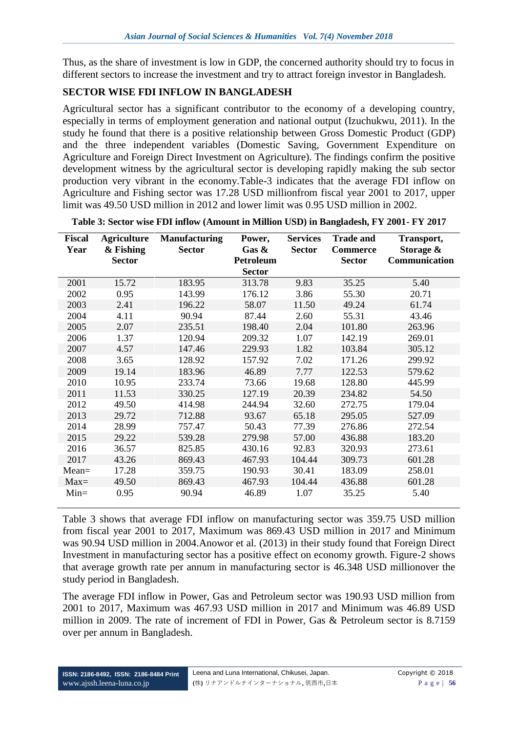Thus, as the share of investment is low in GDP, the concerned authority should try to focus in different sectors to increase the investment and try to attract foreign investor in Bangladesh.

## SECTOR WISE FDI INFLOW IN BANGLADESH

Agricultural sector has a significant contributor to the economy of a developing country, especially in terms of employment generation and national output (Izuchukwu, 2011). In the study he found that there is a positive relationship between Gross Domestic Product (GDP) and the three independent variables (Domestic Saving, Government Expenditure on Agriculture and Foreign Direct Investment on Agriculture). The findings confirm the positive development witness by the agricultural sector is developing rapidly making the sub sector production very vibrant in the economy.Table-3 indicates that the average FDI inflow on Agriculture and Fishing sector was 17.28 USD millionfrom fiscal year 2001 to 2017, upper limit was 49.50 USD million in 2012 and lower limit was 0.95 USD million in 2002.

**Table 3: Sector wise FDI inflow (Amount in Million USD) in Bangladesh, FY 2001- FY 2017**

| Fiscal Year | Agriculture & Fishing Sector | Manufacturing Sector | Power, Gas & Petroleum Sector | Services Sector | Trade and Commerce Sector | Transport, Storage & Communication |
|---|---|---|---|---|---|---|
| 2001 | 15.72 | 183.95 | 313.78 | 9.83 | 35.25 | 5.40 |
| 2002 | 0.95 | 143.99 | 176.12 | 3.86 | 55.30 | 20.71 |
| 2003 | 2.41 | 196.22 | 58.07 | 11.50 | 49.24 | 61.74 |
| 2004 | 4.11 | 90.94 | 87.44 | 2.60 | 55.31 | 43.46 |
| 2005 | 2.07 | 235.51 | 198.40 | 2.04 | 101.80 | 263.96 |
| 2006 | 1.37 | 120.94 | 209.32 | 1.07 | 142.19 | 269.01 |
| 2007 | 4.57 | 147.46 | 229.93 | 1.82 | 103.84 | 305.12 |
| 2008 | 3.65 | 128.92 | 157.92 | 7.02 | 171.26 | 299.92 |
| 2009 | 19.14 | 183.96 | 46.89 | 7.77 | 122.53 | 579.62 |
| 2010 | 10.95 | 233.74 | 73.66 | 19.68 | 128.80 | 445.99 |
| 2011 | 11.53 | 330.25 | 127.19 | 20.39 | 234.82 | 54.50 |
| 2012 | 49.50 | 414.98 | 244.94 | 32.60 | 272.75 | 179.04 |
| 2013 | 29.72 | 712.88 | 93.67 | 65.18 | 295.05 | 527.09 |
| 2014 | 28.99 | 757.47 | 50.43 | 77.39 | 276.86 | 272.54 |
| 2015 | 29.22 | 539.28 | 279.98 | 57.00 | 436.88 | 183.20 |
| 2016 | 36.57 | 825.85 | 430.16 | 92.83 | 320.93 | 273.61 |
| 2017 | 43.26 | 869.43 | 467.93 | 104.44 | 309.73 | 601.28 |
| Mean= | 17.28 | 359.75 | 190.93 | 30.41 | 183.09 | 258.01 |
| Max= | 49.50 | 869.43 | 467.93 | 104.44 | 436.88 | 601.28 |
| Min= | 0.95 | 90.94 | 46.89 | 1.07 | 35.25 | 5.40 |

Table 3 shows that average FDI inflow on manufacturing sector was 359.75 USD million from fiscal year 2001 to 2017, Maximum was 869.43 USD million in 2017 and Minimum was 90.94 USD million in 2004.Anowor et al. (2013) in their study found that Foreign Direct Investment in manufacturing sector has a positive effect on economy growth. Figure-2 shows that average growth rate per annum in manufacturing sector is 46.348 USD millionover the study period in Bangladesh.

The average FDI inflow in Power, Gas and Petroleum sector was 190.93 USD million from 2001 to 2017, Maximum was 467.93 USD million in 2017 and Minimum was 46.89 USD million in 2009. The rate of increment of FDI in Power, Gas & Petroleum sector is 8.7159 over per annum in Bangladesh.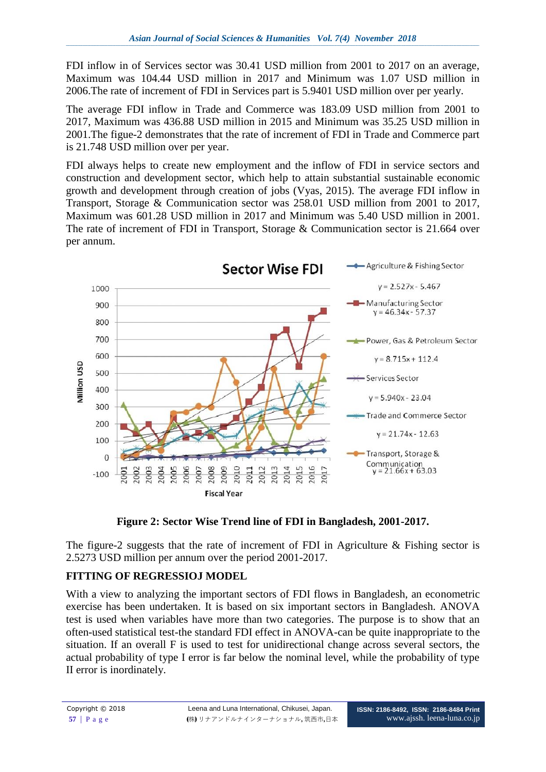FDI inflow in of Services sector was 30.41 USD million from 2001 to 2017 on an average, Maximum was 104.44 USD million in 2017 and Minimum was 1.07 USD million in 2006.The rate of increment of FDI in Services part is 5.9401 USD million over per yearly.

The average FDI inflow in Trade and Commerce was 183.09 USD million from 2001 to 2017, Maximum was 436.88 USD million in 2015 and Minimum was 35.25 USD million in 2001.The figue-2 demonstrates that the rate of increment of FDI in Trade and Commerce part is 21.748 USD million over per year.

FDI always helps to create new employment and the inflow of FDI in service sectors and construction and development sector, which help to attain substantial sustainable economic growth and development through creation of jobs (Vyas, 2015). The average FDI inflow in Transport, Storage & Communication sector was 258.01 USD million from 2001 to 2017, Maximum was 601.28 USD million in 2017 and Minimum was 5.40 USD million in 2001. The rate of increment of FDI in Transport, Storage & Communication sector is 21.664 over per annum.

**Figure 2: Sector Wise Trend line of FDI in Bangladesh, 2001-2017.**

The figure-2 suggests that the rate of increment of FDI in Agriculture & Fishing sector is 2.5273 USD million per annum over the period 2001-2017.

## FITTING OF REGRESSIOJ MODEL

With a view to analyzing the important sectors of FDI flows in Bangladesh, an econometric exercise has been undertaken. It is based on six important sectors in Bangladesh. ANOVA test is used when variables have more than two categories. The purpose is to show that an often-used statistical test-the standard FDI effect in ANOVA-can be quite inappropriate to the situation. If an overall F is used to test for unidirectional change across several sectors, the actual probability of type I error is far below the nominal level, while the probability of type II error is inordinately.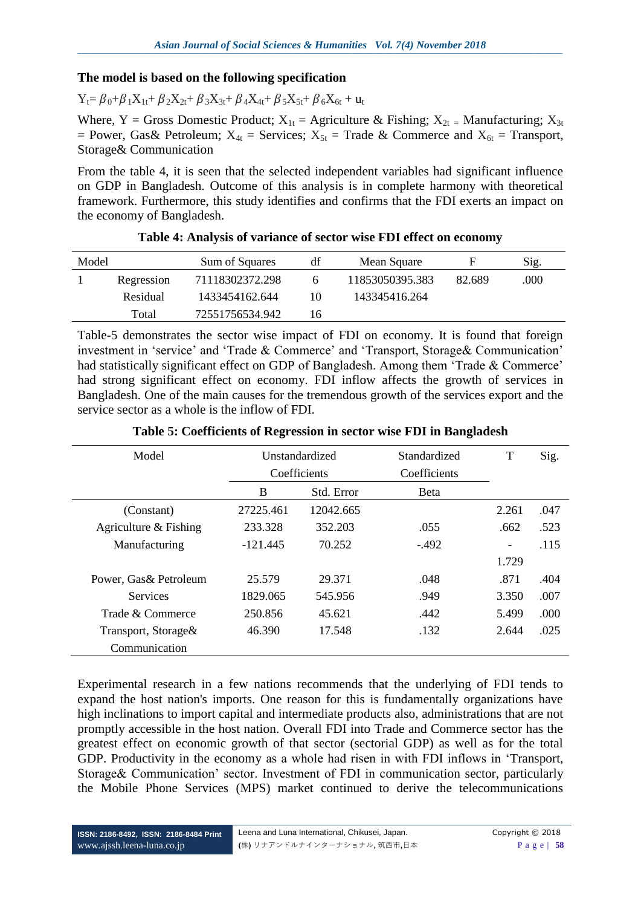**The model is based on the following specification**

$Y_t = \beta_0 + \beta_1 X_{1t} + \beta_2 X_{2t} + \beta_3 X_{3t} + \beta_4 X_{4t} + \beta_5 X_{5t} + \beta_6 X_{6t} + u_t$

Where, Y = Gross Domestic Product; $X_{1t}$ = Agriculture & Fishing; $X_{2t}$ = Manufacturing; $X_{3t}$ = Power, Gas& Petroleum; $X_{4t}$ = Services; $X_{5t}$ = Trade & Commerce and $X_{6t}$ = Transport, Storage& Communication

From the table 4, it is seen that the selected independent variables had significant influence on GDP in Bangladesh. Outcome of this analysis is in complete harmony with theoretical framework. Furthermore, this study identifies and confirms that the FDI exerts an impact on the economy of Bangladesh.

**Table 4: Analysis of variance of sector wise FDI effect on economy**

| Model | | Sum of Squares | df | Mean Square | F | Sig. |
|---|---|---|---|---|---|---|
| 1 | Regression | 71118302372.298 | 6 | 11853050395.383 | 82.689 | .000 |
| | Residual | 1433454162.644 | 10 | 143345416.264 | | |
| | Total | 72551756534.942 | 16 | | | |

Table-5 demonstrates the sector wise impact of FDI on economy. It is found that foreign investment in 'service' and 'Trade & Commerce' and 'Transport, Storage& Communication' had statistically significant effect on GDP of Bangladesh. Among them 'Trade & Commerce' had strong significant effect on economy. FDI inflow affects the growth of services in Bangladesh. One of the main causes for the tremendous growth of the services export and the service sector as a whole is the inflow of FDI.

**Table 5: Coefficients of Regression in sector wise FDI in Bangladesh**

| Model | Unstandardized Coefficients | | Standardized Coefficients | T | Sig. |
|---|---|---|---|---|---|
| | B | Std. Error | Beta | | |
| (Constant) | 27225.461 | 12042.665 | | 2.261 | .047 |
| Agriculture & Fishing | 233.328 | 352.203 | .055 | .662 | .523 |
| Manufacturing | -121.445 | 70.252 | -.492 | -1.729 | .115 |
| Power, Gas& Petroleum | 25.579 | 29.371 | .048 | .871 | .404 |
| Services | 1829.065 | 545.956 | .949 | 3.350 | .007 |
| Trade & Commerce | 250.856 | 45.621 | .442 | 5.499 | .000 |
| Transport, Storage& Communication | 46.390 | 17.548 | .132 | 2.644 | .025 |

Experimental research in a few nations recommends that the underlying of FDI tends to expand the host nation's imports. One reason for this is fundamentally organizations have high inclinations to import capital and intermediate products also, administrations that are not promptly accessible in the host nation. Overall FDI into Trade and Commerce sector has the greatest effect on economic growth of that sector (sectorial GDP) as well as for the total GDP. Productivity in the economy as a whole had risen in with FDI inflows in 'Transport, Storage& Communication' sector. Investment of FDI in communication sector, particularly the Mobile Phone Services (MPS) market continued to derive the telecommunications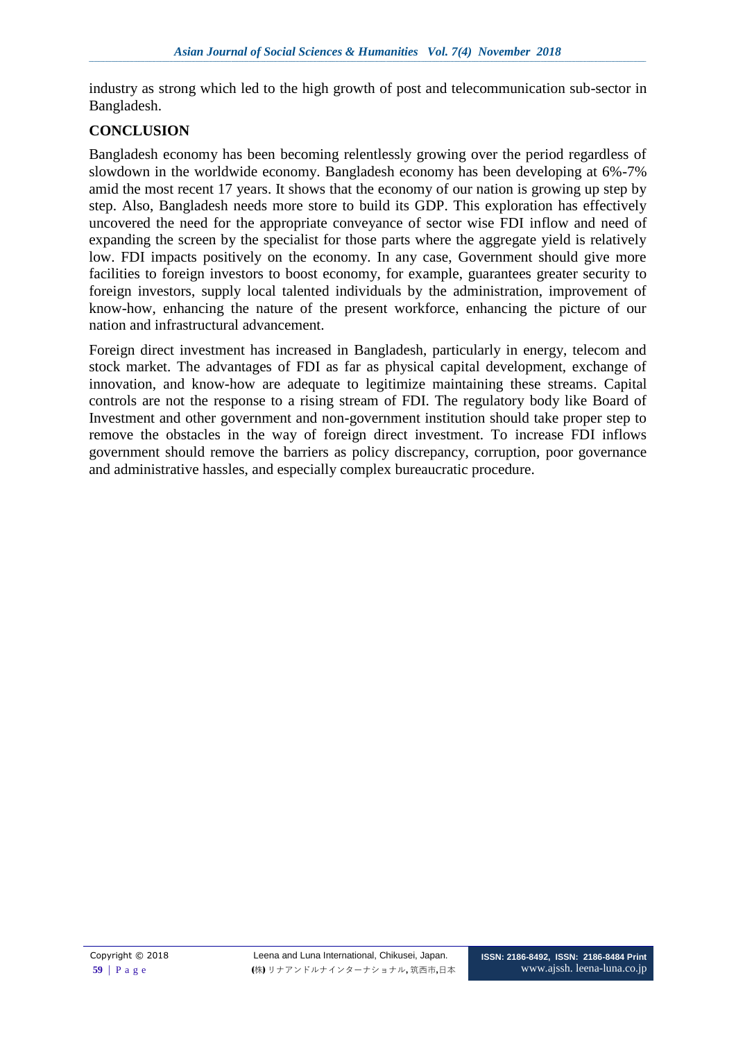industry as strong which led to the high growth of post and telecommunication sub-sector in Bangladesh.

## CONCLUSION

Bangladesh economy has been becoming relentlessly growing over the period regardless of slowdown in the worldwide economy. Bangladesh economy has been developing at 6%-7% amid the most recent 17 years. It shows that the economy of our nation is growing up step by step. Also, Bangladesh needs more store to build its GDP. This exploration has effectively uncovered the need for the appropriate conveyance of sector wise FDI inflow and need of expanding the screen by the specialist for those parts where the aggregate yield is relatively low. FDI impacts positively on the economy. In any case, Government should give more facilities to foreign investors to boost economy, for example, guarantees greater security to foreign investors, supply local talented individuals by the administration, improvement of know-how, enhancing the nature of the present workforce, enhancing the picture of our nation and infrastructural advancement.

Foreign direct investment has increased in Bangladesh, particularly in energy, telecom and stock market. The advantages of FDI as far as physical capital development, exchange of innovation, and know-how are adequate to legitimize maintaining these streams. Capital controls are not the response to a rising stream of FDI. The regulatory body like Board of Investment and other government and non-government institution should take proper step to remove the obstacles in the way of foreign direct investment. To increase FDI inflows government should remove the barriers as policy discrepancy, corruption, poor governance and administrative hassles, and especially complex bureaucratic procedure.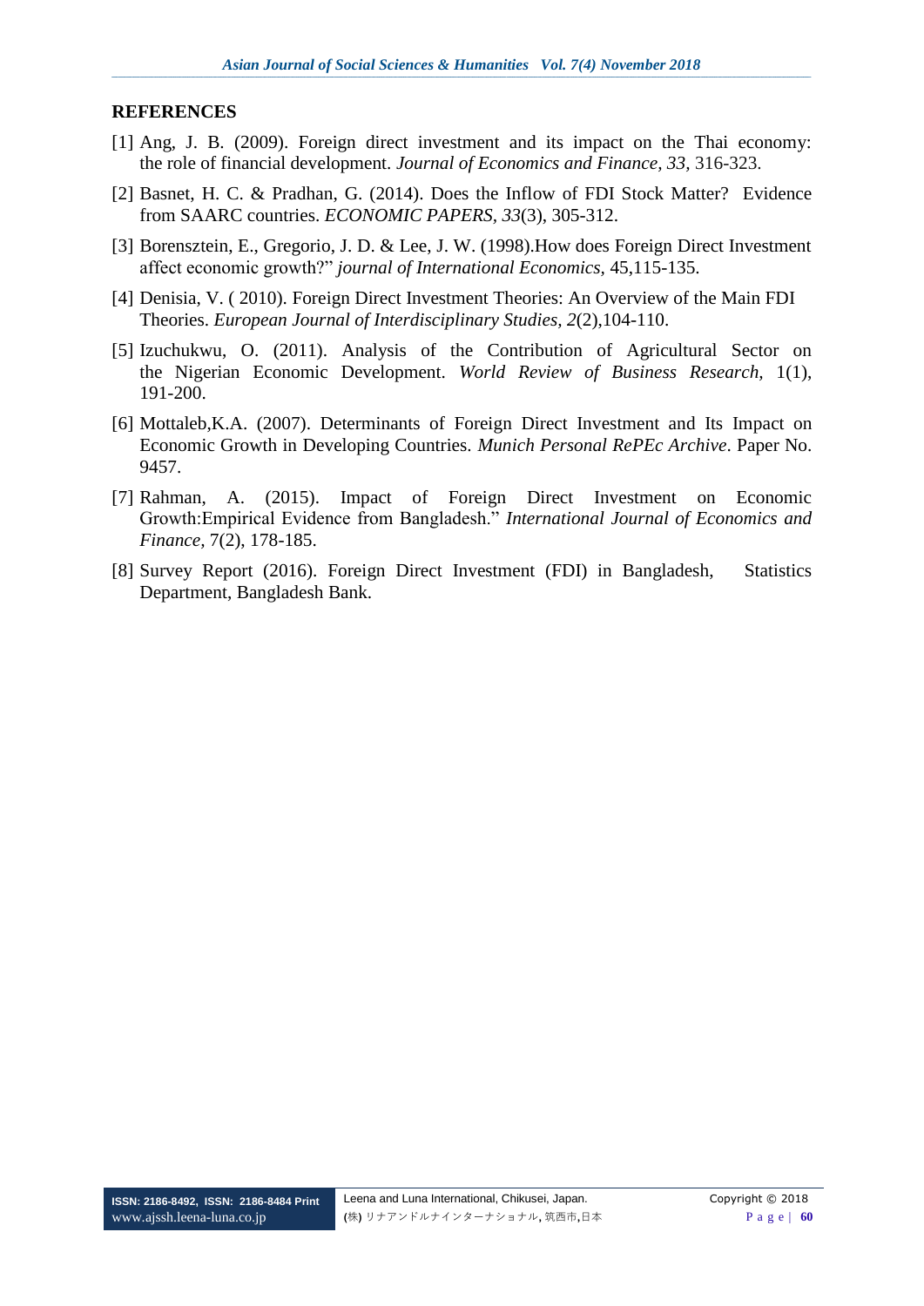## REFERENCES

[1] Ang, J. B. (2009). Foreign direct investment and its impact on the Thai economy: the role of financial development. *Journal of Economics and Finance, 33,* 316-323.

[2] Basnet, H. C. & Pradhan, G. (2014). Does the Inflow of FDI Stock Matter? Evidence from SAARC countries. *ECONOMIC PAPERS, 33*(3), 305-312.

[3] Borensztein, E., Gregorio, J. D. & Lee, J. W. (1998).How does Foreign Direct Investment affect economic growth?" *journal of International Economics,* 45,115-135.

[4] Denisia, V. ( 2010). Foreign Direct Investment Theories: An Overview of the Main FDI Theories. *European Journal of Interdisciplinary Studies, 2*(2),104-110.

[5] Izuchukwu, O. (2011). Analysis of the Contribution of Agricultural Sector on the Nigerian Economic Development. *World Review of Business Research,* 1(1), 191-200.

[6] Mottaleb,K.A. (2007). Determinants of Foreign Direct Investment and Its Impact on Economic Growth in Developing Countries. *Munich Personal RePEc Archive*. Paper No. 9457.

[7] Rahman, A. (2015). Impact of Foreign Direct Investment on Economic Growth:Empirical Evidence from Bangladesh." *International Journal of Economics and Finance,* 7(2), 178-185.

[8] Survey Report (2016). Foreign Direct Investment (FDI) in Bangladesh, Statistics Department, Bangladesh Bank.